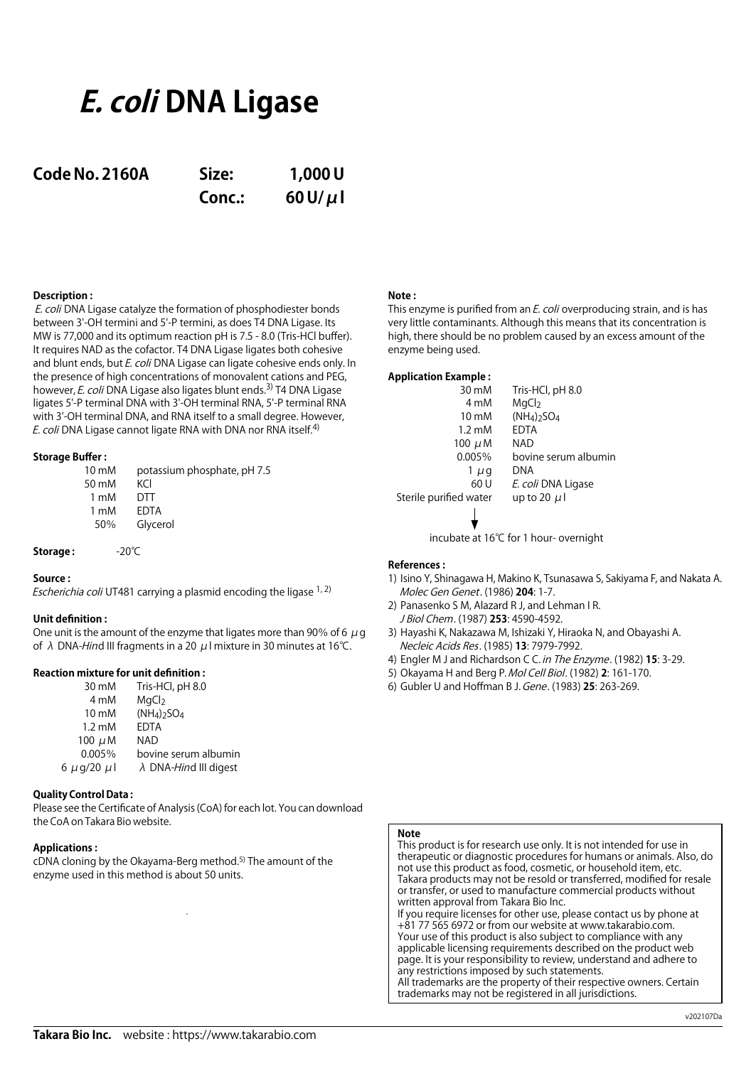# *E. coli* DNA Ligase

**Code No. 2160A** **Size: 1,000 U**
**Conc.: 60 U/μl**

**Description :**

*E. coli* DNA Ligase catalyze the formation of phosphodiester bonds between 3'-OH termini and 5'-P termini, as does T4 DNA Ligase. Its MW is 77,000 and its optimum reaction pH is 7.5 - 8.0 (Tris-HCl buffer). It requires NAD as the cofactor. T4 DNA Ligase ligates both cohesive and blunt ends, but *E. coli* DNA Ligase can ligate cohesive ends only. In the presence of high concentrations of monovalent cations and PEG, however, *E. coli* DNA Ligase also ligates blunt ends.[3] T4 DNA Ligase ligates 5'-P terminal DNA with 3'-OH terminal RNA, 5'-P terminal RNA with 3'-OH terminal DNA, and RNA itself to a small degree. However, *E. coli* DNA Ligase cannot ligate RNA with DNA nor RNA itself.[4]

**Storage Buffer :**

| | |
|---|---|
| 10 mM | potassium phosphate, pH 7.5 |
| 50 mM | KCl |
| 1 mM | DTT |
| 1 mM | EDTA |
| 50% | Glycerol |

**Storage :** -20℃

**Source :**

*Escherichia coli* UT481 carrying a plasmid encoding the ligase [1, 2]

**Unit definition :**

One unit is the amount of the enzyme that ligates more than 90% of 6 μg of λ DNA-*Hin*d III fragments in a 20 μl mixture in 30 minutes at 16℃.

**Reaction mixture for unit definition :**

| | |
|---|---|
| 30 mM | Tris-HCl, pH 8.0 |
| 4 mM | $MgCl_2$ |
| 10 mM | $(NH_4)_2SO_4$ |
| 1.2 mM | EDTA |
| 100 μM | NAD |
| 0.005% | bovine serum albumin |
| 6 μg/20 μl | λ DNA-*Hin*d III digest |

**Quality Control Data :**

Please see the Certificate of Analysis (CoA) for each lot. You can download the CoA on Takara Bio website.

**Applications :**

cDNA cloning by the Okayama-Berg method.[5] The amount of the enzyme used in this method is about 50 units.

**Note :**

This enzyme is purified from an *E. coli* overproducing strain, and is has very little contaminants. Although this means that its concentration is high, there should be no problem caused by an excess amount of the enzyme being used.

**Application Example :**

| | |
|---|---|
| 30 mM | Tris-HCl, pH 8.0 |
| 4 mM | $MgCl_2$ |
| 10 mM | $(NH_4)_2SO_4$ |
| 1.2 mM | EDTA |
| 100 μM | NAD |
| 0.005% | bovine serum albumin |
| 1 μg | DNA |
| 60 U | *E. coli* DNA Ligase |
| Sterile purified water | up to 20 μl |

↓

incubate at 16℃ for 1 hour- overnight

**References :**

1) Isino Y, Shinagawa H, Makino K, Tsunasawa S, Sakiyama F, and Nakata A. *Molec Gen Genet*. (1986) **204**: 1-7.
2) Panasenko S M, Alazard R J, and Lehman I R. *J Biol Chem*. (1987) **253**: 4590-4592.
3) Hayashi K, Nakazawa M, Ishizaki Y, Hiraoka N, and Obayashi A. *Necleic Acids Res*. (1985) **13**: 7979-7992.
4) Engler M J and Richardson C C. *in The Enzyme*. (1982) **15**: 3-29.
5) Okayama H and Berg P. *Mol Cell Biol*. (1982) **2**: 161-170.
6) Gubler U and Hoffman B J. *Gene*. (1983) **25**: 263-269.

**Note**

This product is for research use only. It is not intended for use in therapeutic or diagnostic procedures for humans or animals. Also, do not use this product as food, cosmetic, or household item, etc. Takara products may not be resold or transferred, modified for resale or transfer, or used to manufacture commercial products without written approval from Takara Bio Inc.
If you require licenses for other use, please contact us by phone at +81 77 565 6972 or from our website at www.takarabio.com.
Your use of this product is also subject to compliance with any applicable licensing requirements described on the product web page. It is your responsibility to review, understand and adhere to any restrictions imposed by such statements.
All trademarks are the property of their respective owners. Certain trademarks may not be registered in all jurisdictions.

v202107Da

**Takara Bio Inc.** website : https://www.takarabio.com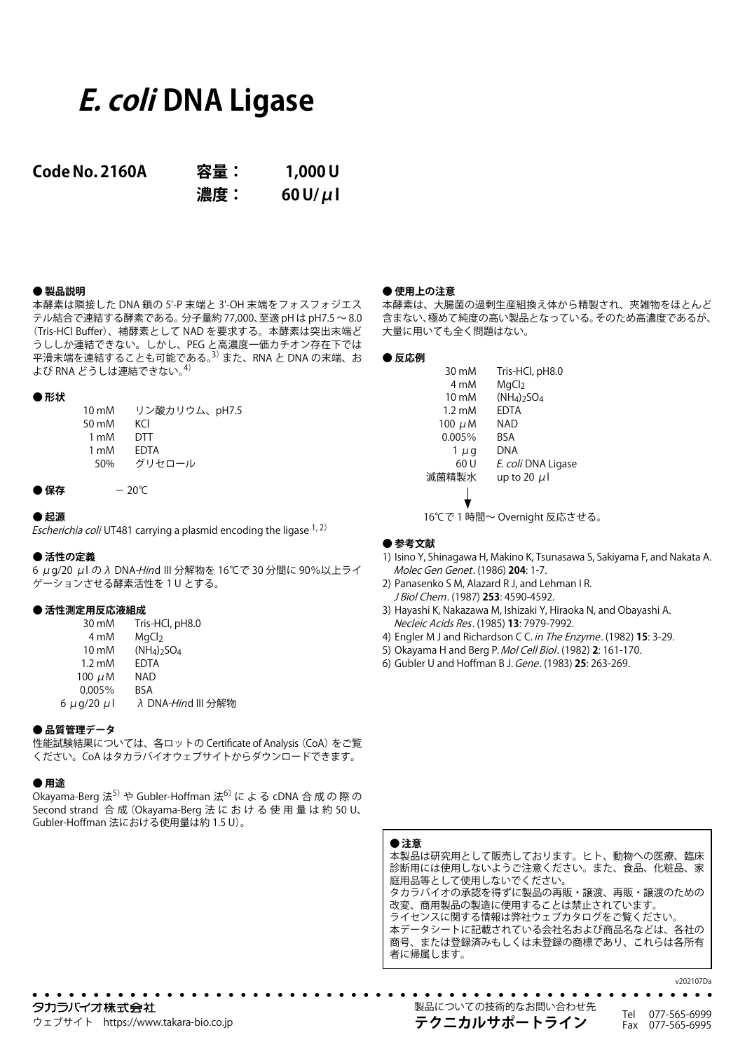# *E. coli* DNA Ligase

**Code No. 2160A**　　**容量：　1,000 U**
　　　　　　　　　　**濃度：　60 U/μl**

## ● 製品説明

本酵素は隣接した DNA 鎖の 5'-P 末端と 3'-OH 末端をフォスフォジエステル結合で連結する酵素である。分子量約 77,000、至適 pH は pH7.5 ～ 8.0（Tris-HCl Buffer）、補酵素として NAD を要求する。本酵素は突出末端どうししか連結できない。しかし、PEG と高濃度一価カチオン存在下では平滑末端を連結することも可能である。[3] また、RNA と DNA の末端、および RNA どうしは連結できない。[4]

## ● 形状

| | |
|---|---|
| 10 mM | リン酸カリウム、pH7.5 |
| 50 mM | KCl |
| 1 mM | DTT |
| 1 mM | EDTA |
| 50% | グリセロール |

## ● 保存　　－ 20℃

## ● 起源

*Escherichia coli* UT481 carrying a plasmid encoding the ligase [1, 2]

## ● 活性の定義

6 μg/20 μl の λ DNA-*Hin*d III 分解物を 16℃で 30 分間に 90%以上ライゲーションさせる酵素活性を 1 U とする。

## ● 活性測定用反応液組成

| | |
|---|---|
| 30 mM | Tris-HCl, pH8.0 |
| 4 mM | $MgCl_2$ |
| 10 mM | $(NH_4)_2SO_4$ |
| 1.2 mM | EDTA |
| 100 μM | NAD |
| 0.005% | BSA |
| 6 μg/20 μl | λ DNA-*Hin*d III 分解物 |

## ● 品質管理データ

性能試験結果については、各ロットの Certificate of Analysis（CoA）をご覧ください。CoA はタカラバイオウェブサイトからダウンロードできます。

## ● 用途

Okayama-Berg 法[5] や Gubler-Hoffman 法[6] による cDNA 合成の際の Second strand 合成（Okayama-Berg 法における使用量は約 50 U、Gubler-Hoffman 法における使用量は約 1.5 U）。

## ● 使用上の注意

本酵素は、大腸菌の過剰生産組換え体から精製され、夾雑物をほとんど含まない、極めて純度の高い製品となっている。そのため高濃度であるが、大量に用いても全く問題はない。

## ● 反応例

| | |
|---|---|
| 30 mM | Tris-HCl, pH8.0 |
| 4 mM | $MgCl_2$ |
| 10 mM | $(NH_4)_2SO_4$ |
| 1.2 mM | EDTA |
| 100 μM | NAD |
| 0.005% | BSA |
| 1 μg | DNA |
| 60 U | *E. coli* DNA Ligase |
| 滅菌精製水 | up to 20 μl |

↓

16℃で 1 時間～ Overnight 反応させる。

## ● 参考文献

1) Isino Y, Shinagawa H, Makino K, Tsunasawa S, Sakiyama F, and Nakata A. *Molec Gen Genet*. (1986) **204**: 1-7.
2) Panasenko S M, Alazard R J, and Lehman I R. *J Biol Chem*. (1987) **253**: 4590-4592.
3) Hayashi K, Nakazawa M, Ishizaki Y, Hiraoka N, and Obayashi A. *Necleic Acids Res*. (1985) **13**: 7979-7992.
4) Engler M J and Richardson C C. *in The Enzyme*. (1982) **15**: 3-29.
5) Okayama H and Berg P. *Mol Cell Biol*. (1982) **2**: 161-170.
6) Gubler U and Hoffman B J. *Gene*. (1983) **25**: 263-269.

## ● 注意

本製品は研究用として販売しております。ヒト、動物への医療、臨床診断用には使用しないようご注意ください。また、食品、化粧品、家庭用品等として使用しないでください。
タカラバイオの承認を得ずに製品の再販・譲渡、再販・譲渡のための改変、商用製品の製造に使用することは禁止されています。
ライセンスに関する情報は弊社ウェブカタログをご覧ください。
本データシートに記載されている会社名および商品名などは、各社の商号、または登録済みもしくは未登録の商標であり、これらは各所有者に帰属します。

v202107Da

タカラバイオ株式会社
ウェブサイト　https://www.takara-bio.co.jp

製品についての技術的なお問い合わせ先
**テクニカルサポートライン**
Tel　077-565-6999
Fax　077-565-6995